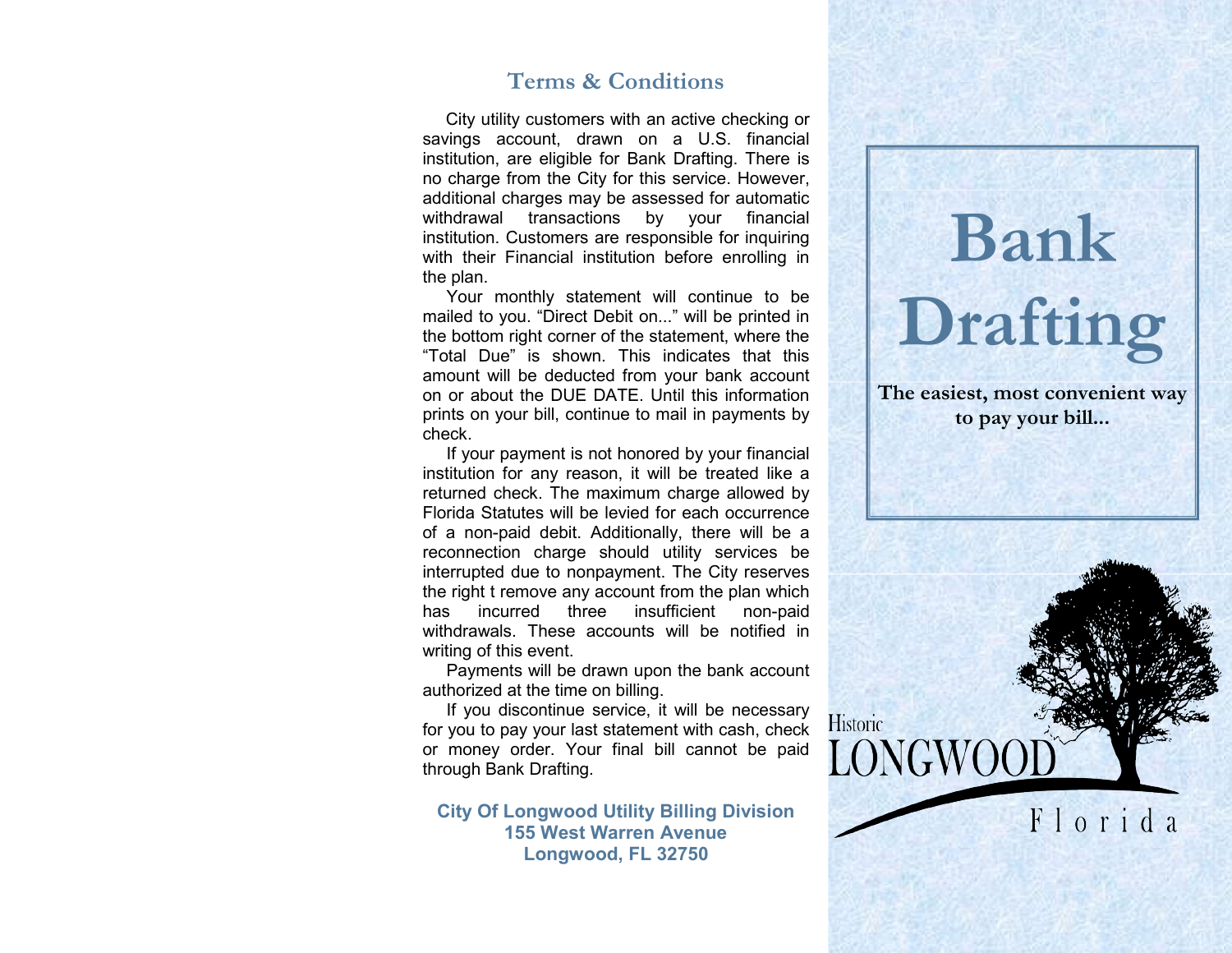## Terms & Conditions

City utility customers with an active checking or savings account, drawn on a U.S. financial institution, are eligible for Bank Drafting. There is no charge from the City for this service. However, additional charges may be assessed for automatic withdrawal transactions by your financial institution. Customers are responsible for inquiring with their Financial institution before enrolling in the plan.

Your monthly statement will continue to be mailed to you. “Direct Debit on...” will be printed in the bottom right corner of the statement, where the “Total Due” is shown. This indicates that this amount will be deducted from your bank account on or about the DUE DATE. Until this information prints on your bill, continue to mail in payments by check.

If your payment is not honored by your financial institution for any reason, it will be treated like a returned check. The maximum charge allowed by Florida Statutes will be levied for each occurrence of a non-paid debit. Additionally, there will be a reconnection charge should utility services be interrupted due to nonpayment. The City reserves the right t remove any account from the plan which has incurred three insufficient non-paid withdrawals. These accounts will be notified in writing of this event.

Payments will be drawn upon the bank account authorized at the time on billing.

If you discontinue service, it will be necessary for you to pay your last statement with cash, check or money order. Your final bill cannot be paid through Bank Drafting.

**City Of Longwood Utility Billing Division**
**155 West Warren Avenue**
**Longwood, FL 32750**

# Bank Drafting

**The easiest, most convenient way to pay your bill...**

Historic
LONGWOOD
Florida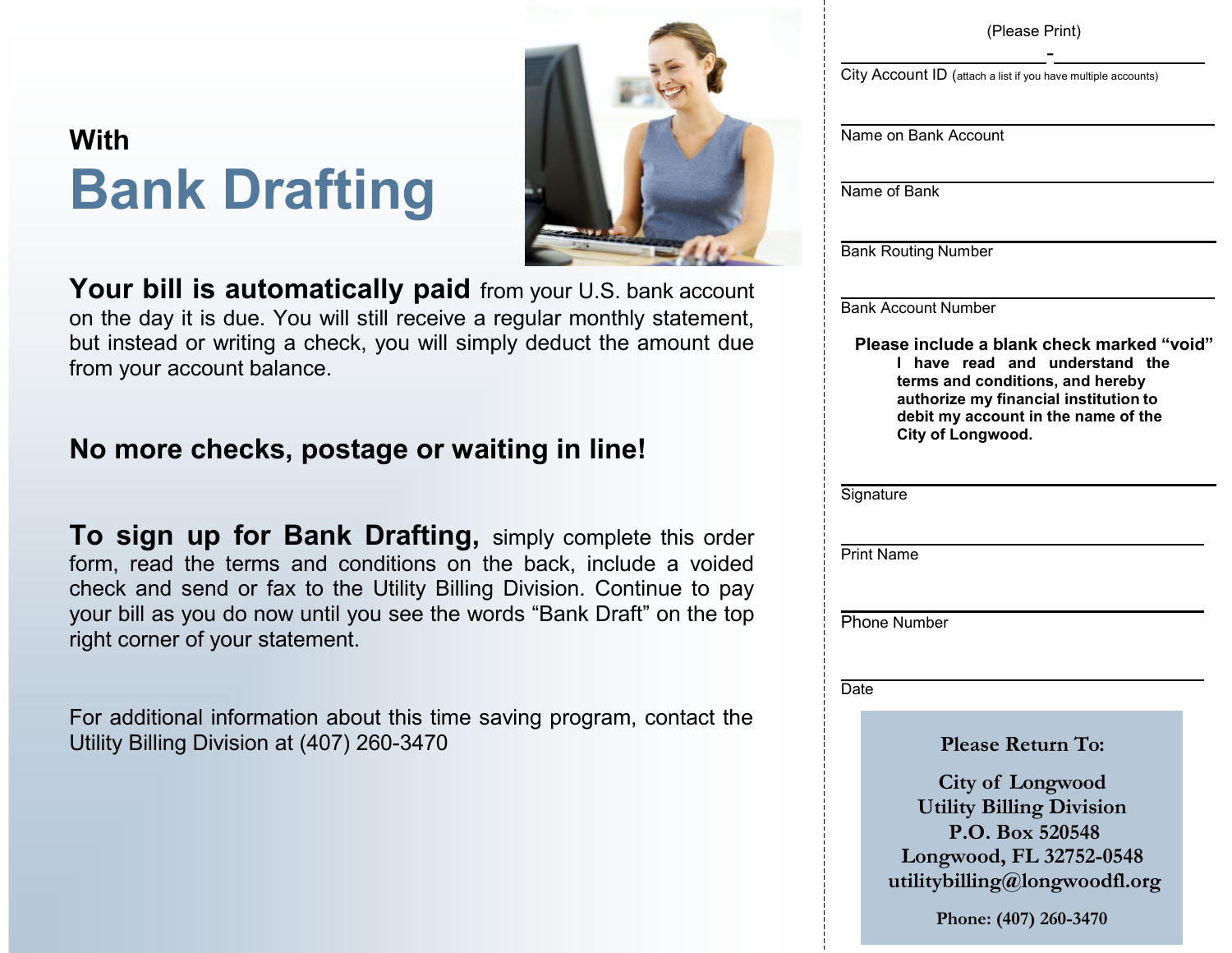With

# Bank Drafting

**Your bill is automatically paid** from your U.S. bank account on the day it is due. You will still receive a regular monthly statement, but instead or writing a check, you will simply deduct the amount due from your account balance.

**No more checks, postage or waiting in line!**

**To sign up for Bank Drafting,** simply complete this order form, read the terms and conditions on the back, include a voided check and send or fax to the Utility Billing Division. Continue to pay your bill as you do now until you see the words "Bank Draft" on the top right corner of your statement.

For additional information about this time saving program, contact the Utility Billing Division at (407) 260-3470

(Please Print)

\_\_\_\_\_\_\_\_\_\_\_\_\_\_\_\_\_\_\_\_ - \_\_\_\_\_\_\_\_\_\_\_\_\_\_\_\_\_\_\_\_

City Account ID (attach a list if you have multiple accounts)

\_\_\_\_\_\_\_\_\_\_\_\_\_\_\_\_\_\_\_\_\_\_\_\_\_\_\_\_\_\_\_\_\_\_\_\_\_\_\_\_

Name on Bank Account

\_\_\_\_\_\_\_\_\_\_\_\_\_\_\_\_\_\_\_\_\_\_\_\_\_\_\_\_\_\_\_\_\_\_\_\_\_\_\_\_

Name of Bank

\_\_\_\_\_\_\_\_\_\_\_\_\_\_\_\_\_\_\_\_\_\_\_\_\_\_\_\_\_\_\_\_\_\_\_\_\_\_\_\_

Bank Routing Number

\_\_\_\_\_\_\_\_\_\_\_\_\_\_\_\_\_\_\_\_\_\_\_\_\_\_\_\_\_\_\_\_\_\_\_\_\_\_\_\_

Bank Account Number

**Please include a blank check marked "void"**

**I have read and understand the terms and conditions, and hereby authorize my financial institution to debit my account in the name of the City of Longwood.**

\_\_\_\_\_\_\_\_\_\_\_\_\_\_\_\_\_\_\_\_\_\_\_\_\_\_\_\_\_\_\_\_\_\_\_\_\_\_\_\_

Signature

\_\_\_\_\_\_\_\_\_\_\_\_\_\_\_\_\_\_\_\_\_\_\_\_\_\_\_\_\_\_\_\_\_\_\_\_\_\_\_\_

Print Name

\_\_\_\_\_\_\_\_\_\_\_\_\_\_\_\_\_\_\_\_\_\_\_\_\_\_\_\_\_\_\_\_\_\_\_\_\_\_\_\_

Phone Number

\_\_\_\_\_\_\_\_\_\_\_\_\_\_\_\_\_\_\_\_\_\_\_\_\_\_\_\_\_\_\_\_\_\_\_\_\_\_\_\_

Date

**Please Return To:**

**City of Longwood**
**Utility Billing Division**
**P.O. Box 520548**
**Longwood, FL 32752-0548**
**utilitybilling@longwoodfl.org**

**Phone: (407) 260-3470**